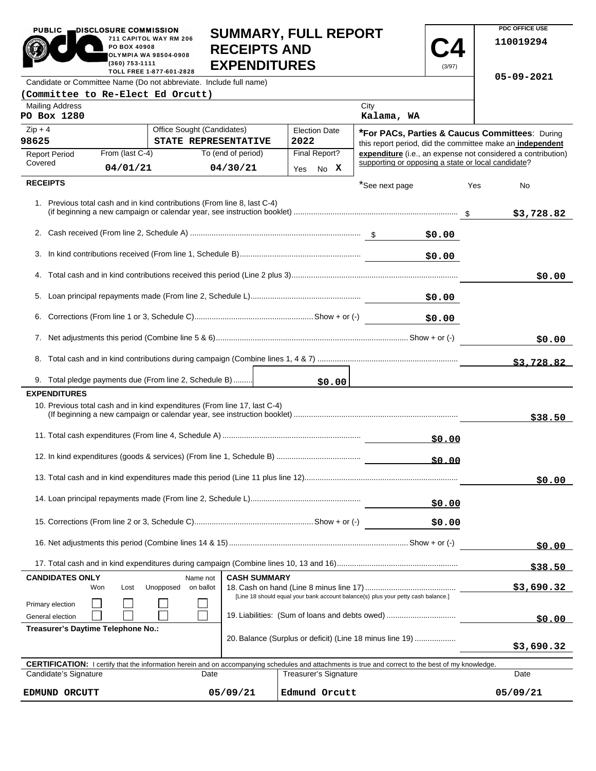**PUBLIC DISCLOSURE COMMISSION**
711 CAPITOL WAY RM 206
PO BOX 40908
OLYMPIA WA 98504-0908
(360) 753-1111
TOLL FREE 1-877-601-2828

# SUMMARY, FULL REPORT RECEIPTS AND EXPENDITURES

**C4** (3/97)

PDC OFFICE USE
110019294
05-09-2021

| Candidate or Committee Name (Do not abbreviate. Include full name) | | |
|---|---|---|
| (Committee to Re-Elect Ed Orcutt) | | |
| Mailing Address: PO Box 1280 | City: Kalama, WA | |
| Zip + 4: 98625 | Office Sought (Candidates): STATE REPRESENTATIVE | Election Date: 2022 |
| Report Period Covered: From (last C-4) 04/01/21 | To (end of period) 04/30/21 | Final Report? Yes No X |

***For PACs, Parties & Caucus Committees**: During this report period, did the committee make an **independent expenditure** (i.e., an expense not considered a contribution) supporting or opposing a state or local candidate?

*See next page Yes No

## RECEIPTS

| | | |
|---|---|---|
| 1. Previous total cash and in kind contributions (From line 8, last C-4) (if beginning a new campaign or calendar year, see instruction booklet) | | $3,728.82 |
| 2. Cash received (From line 2, Schedule A) | $0.00 | |
| 3. In kind contributions received (From line 1, Schedule B) | $0.00 | |
| 4. Total cash and in kind contributions received this period (Line 2 plus 3) | | $0.00 |
| 5. Loan principal repayments made (From line 2, Schedule L) | $0.00 | |
| 6. Corrections (From line 1 or 3, Schedule C) Show + or (-) | $0.00 | |
| 7. Net adjustments this period (Combine line 5 & 6) Show + or (-) | | $0.00 |
| 8. Total cash and in kind contributions during campaign (Combine lines 1, 4 & 7) | | $3,728.82 |
| 9. Total pledge payments due (From line 2, Schedule B) | $0.00 | |

## EXPENDITURES

| | | |
|---|---|---|
| 10. Previous total cash and in kind expenditures (From line 17, last C-4) (If beginning a new campaign or calendar year, see instruction booklet) | | $38.50 |
| 11. Total cash expenditures (From line 4, Schedule A) | $0.00 | |
| 12. In kind expenditures (goods & services) (From line 1, Schedule B) | $0.00 | |
| 13. Total cash and in kind expenditures made this period (Line 11 plus line 12) | | $0.00 |
| 14. Loan principal repayments made (From line 2, Schedule L) | $0.00 | |
| 15. Corrections (From line 2 or 3, Schedule C) Show + or (-) | $0.00 | |
| 16. Net adjustments this period (Combine lines 14 & 15) Show + or (-) | | $0.00 |
| 17. Total cash and in kind expenditures during campaign (Combine lines 10, 13 and 16) | | $38.50 |

| CANDIDATES ONLY | Won | Lost | Unopposed | Name not on ballot |
|---|---|---|---|---|
| Primary election | ☐ | ☐ | ☐ | ☐ |
| General election | ☐ | ☐ | ☐ | ☐ |

**Treasurer's Daytime Telephone No.:**

**CASH SUMMARY**

| | |
|---|---|
| 18. Cash on hand (Line 8 minus line 17) [Line 18 should equal your bank account balance(s) plus your petty cash balance.] | $3,690.32 |
| 19. Liabilities: (Sum of loans and debts owed) | $0.00 |
| 20. Balance (Surplus or deficit) (Line 18 minus line 19) | $3,690.32 |

**CERTIFICATION:** I certify that the information herein and on accompanying schedules and attachments is true and correct to the best of my knowledge.

| Candidate's Signature | Date | Treasurer's Signature | Date |
|---|---|---|---|
| EDMUND ORCUTT | 05/09/21 | Edmund Orcutt | 05/09/21 |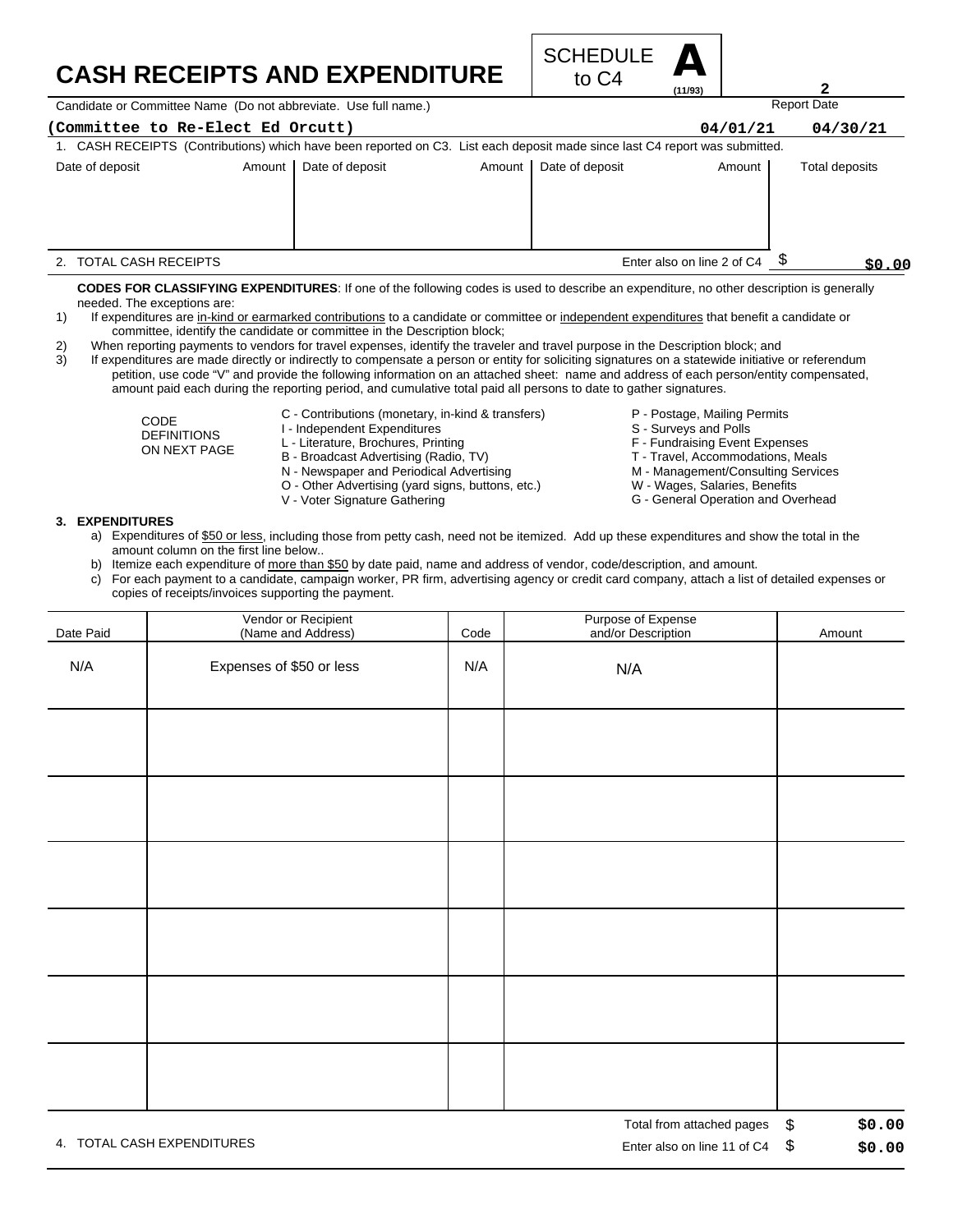# CASH RECEIPTS AND EXPENDITURE

SCHEDULE **A** to C4 (11/93)

2

Candidate or Committee Name (Do not abbreviate. Use full name.) | Report Date

(Committee to Re-Elect Ed Orcutt) 04/01/21 04/30/21

1. CASH RECEIPTS (Contributions) which have been reported on C3. List each deposit made since last C4 report was submitted.

| Date of deposit | Amount | Date of deposit | Amount | Date of deposit | Amount | Total deposits |
|---|---|---|---|---|---|---|
| | | | | | | |

2. TOTAL CASH RECEIPTS — Enter also on line 2 of C4 $ **$0.00**

**CODES FOR CLASSIFYING EXPENDITURES**: If one of the following codes is used to describe an expenditure, no other description is generally needed. The exceptions are:

1) If expenditures are in-kind or earmarked contributions to a candidate or committee or independent expenditures that benefit a candidate or committee, identify the candidate or committee in the Description block;
2) When reporting payments to vendors for travel expenses, identify the traveler and travel purpose in the Description block; and
3) If expenditures are made directly or indirectly to compensate a person or entity for soliciting signatures on a statewide initiative or referendum petition, use code "V" and provide the following information on an attached sheet: name and address of each person/entity compensated, amount paid each during the reporting period, and cumulative total paid all persons to date to gather signatures.

CODE DEFINITIONS ON NEXT PAGE

- C - Contributions (monetary, in-kind & transfers)
- I - Independent Expenditures
- L - Literature, Brochures, Printing
- B - Broadcast Advertising (Radio, TV)
- N - Newspaper and Periodical Advertising
- O - Other Advertising (yard signs, buttons, etc.)
- V - Voter Signature Gathering
- P - Postage, Mailing Permits
- S - Surveys and Polls
- F - Fundraising Event Expenses
- T - Travel, Accommodations, Meals
- M - Management/Consulting Services
- W - Wages, Salaries, Benefits
- G - General Operation and Overhead

**3. EXPENDITURES**

a) Expenditures of $50 or less, including those from petty cash, need not be itemized. Add up these expenditures and show the total in the amount column on the first line below..
b) Itemize each expenditure of more than $50 by date paid, name and address of vendor, code/description, and amount.
c) For each payment to a candidate, campaign worker, PR firm, advertising agency or credit card company, attach a list of detailed expenses or copies of receipts/invoices supporting the payment.

| Date Paid | Vendor or Recipient (Name and Address) | Code | Purpose of Expense and/or Description | Amount |
|---|---|---|---|---|
| N/A | Expenses of $50 or less | N/A | N/A | |
| | | | | |
| | | | | |
| | | | | |
| | | | | |
| | | | | |
| | | | | |

Total from attached pages $ **$0.00**

4. TOTAL CASH EXPENDITURES — Enter also on line 11 of C4 $ **$0.00**